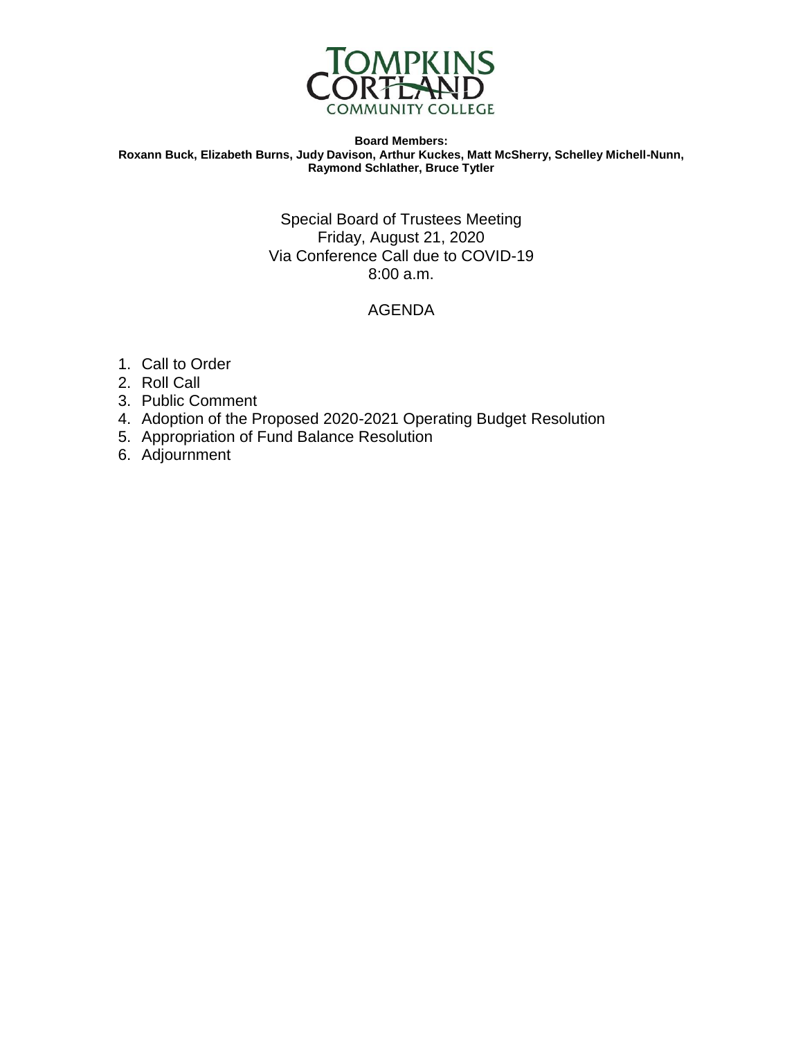**Board Members:**
**Roxann Buck, Elizabeth Burns, Judy Davison, Arthur Kuckes, Matt McSherry, Schelley Michell-Nunn, Raymond Schlather, Bruce Tytler**

Special Board of Trustees Meeting
Friday, August 21, 2020
Via Conference Call due to COVID-19
8:00 a.m.

## AGENDA

1. Call to Order
2. Roll Call
3. Public Comment
4. Adoption of the Proposed 2020-2021 Operating Budget Resolution
5. Appropriation of Fund Balance Resolution
6. Adjournment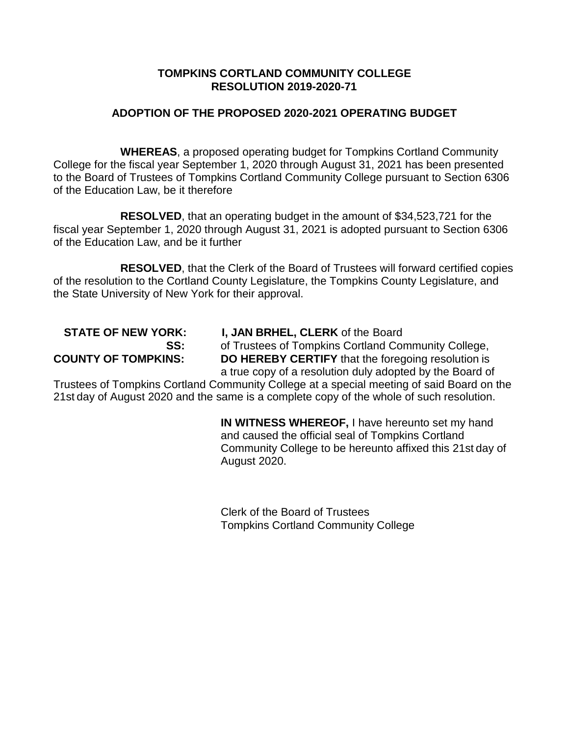**TOMPKINS CORTLAND COMMUNITY COLLEGE**
**RESOLUTION 2019-2020-71**

**ADOPTION OF THE PROPOSED 2020-2021 OPERATING BUDGET**

**WHEREAS**, a proposed operating budget for Tompkins Cortland Community College for the fiscal year September 1, 2020 through August 31, 2021 has been presented to the Board of Trustees of Tompkins Cortland Community College pursuant to Section 6306 of the Education Law, be it therefore

**RESOLVED**, that an operating budget in the amount of $34,523,721 for the fiscal year September 1, 2020 through August 31, 2021 is adopted pursuant to Section 6306 of the Education Law, and be it further

**RESOLVED**, that the Clerk of the Board of Trustees will forward certified copies of the resolution to the Cortland County Legislature, the Tompkins County Legislature, and the State University of New York for their approval.

**STATE OF NEW YORK:**
**SS:**
**COUNTY OF TOMPKINS:**

**I, JAN BRHEL, CLERK** of the Board of Trustees of Tompkins Cortland Community College, **DO HEREBY CERTIFY** that the foregoing resolution is a true copy of a resolution duly adopted by the Board of Trustees of Tompkins Cortland Community College at a special meeting of said Board on the 21st day of August 2020 and the same is a complete copy of the whole of such resolution.

**IN WITNESS WHEREOF,** I have hereunto set my hand and caused the official seal of Tompkins Cortland Community College to be hereunto affixed this 21st day of August 2020.

Clerk of the Board of Trustees
Tompkins Cortland Community College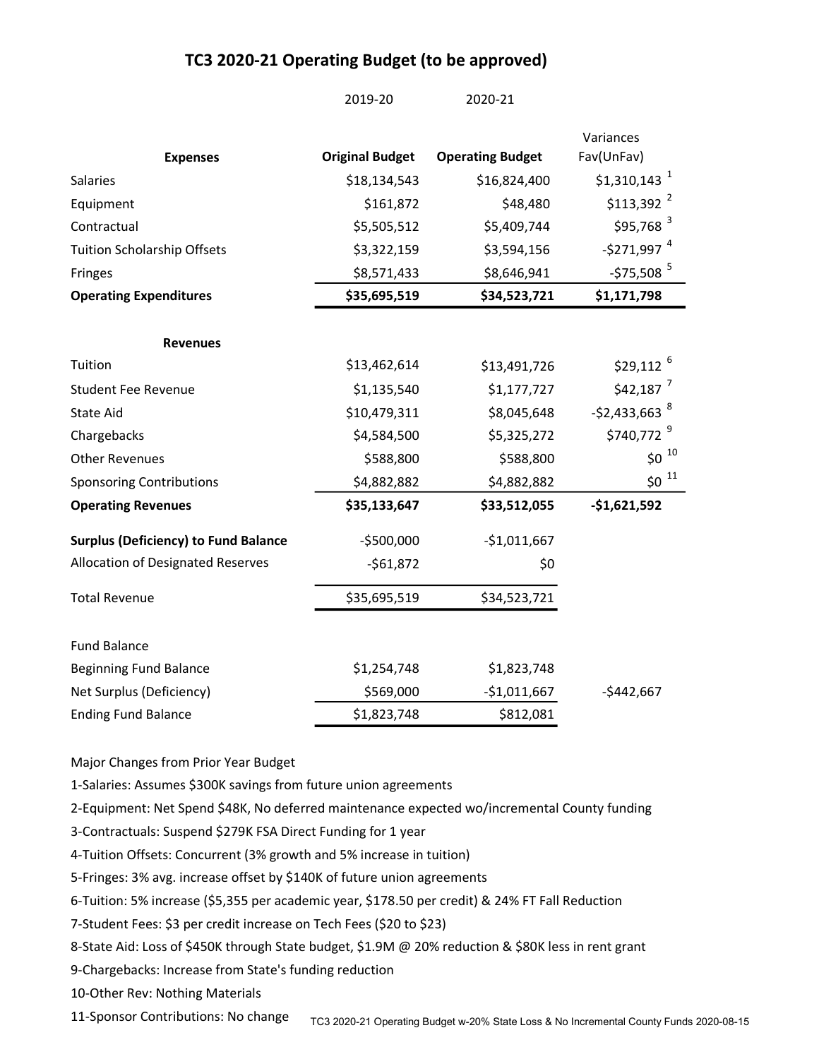# TC3 2020-21 Operating Budget (to be approved)

| | 2019-20 | 2020-21 | |
|---|---|---|---|
| **Expenses** | **Original Budget** | **Operating Budget** | Variances Fav(UnFav) |
| Salaries | $18,134,543 | $16,824,400 | $1,310,143 [1] |
| Equipment | $161,872 | $48,480 | $113,392 [2] |
| Contractual | $5,505,512 | $5,409,744 | $95,768 [3] |
| Tuition Scholarship Offsets | $3,322,159 | $3,594,156 | -$271,997 [4] |
| Fringes | $8,571,433 | $8,646,941 | -$75,508 [5] |
| **Operating Expenditures** | **$35,695,519** | **$34,523,721** | **$1,171,798** |
| | | | |
| **Revenues** | | | |
| Tuition | $13,462,614 | $13,491,726 | $29,112 [6] |
| Student Fee Revenue | $1,135,540 | $1,177,727 | $42,187 [7] |
| State Aid | $10,479,311 | $8,045,648 | -$2,433,663 [8] |
| Chargebacks | $4,584,500 | $5,325,272 | $740,772 [9] |
| Other Revenues | $588,800 | $588,800 | $0 [10] |
| Sponsoring Contributions | $4,882,882 | $4,882,882 | $0 [11] |
| **Operating Revenues** | **$35,133,647** | **$33,512,055** | **-$1,621,592** |
| | | | |
| **Surplus (Deficiency) to Fund Balance** | -$500,000 | -$1,011,667 | |
| Allocation of Designated Reserves | -$61,872 | $0 | |
| | | | |
| Total Revenue | $35,695,519 | $34,523,721 | |
| | | | |
| Fund Balance | | | |
| Beginning Fund Balance | $1,254,748 | $1,823,748 | |
| Net Surplus (Deficiency) | $569,000 | -$1,011,667 | -$442,667 |
| Ending Fund Balance | $1,823,748 | $812,081 | |

Major Changes from Prior Year Budget

1-Salaries: Assumes $300K savings from future union agreements

2-Equipment: Net Spend $48K, No deferred maintenance expected wo/incremental County funding

3-Contractuals: Suspend $279K FSA Direct Funding for 1 year

4-Tuition Offsets: Concurrent (3% growth and 5% increase in tuition)

5-Fringes: 3% avg. increase offset by $140K of future union agreements

6-Tuition: 5% increase ($5,355 per academic year, $178.50 per credit) & 24% FT Fall Reduction

7-Student Fees: $3 per credit increase on Tech Fees ($20 to $23)

8-State Aid: Loss of $450K through State budget, $1.9M @ 20% reduction & $80K less in rent grant

9-Chargebacks: Increase from State's funding reduction

10-Other Rev: Nothing Materials

11-Sponsor Contributions: No change

TC3 2020-21 Operating Budget w-20% State Loss & No Incremental County Funds 2020-08-15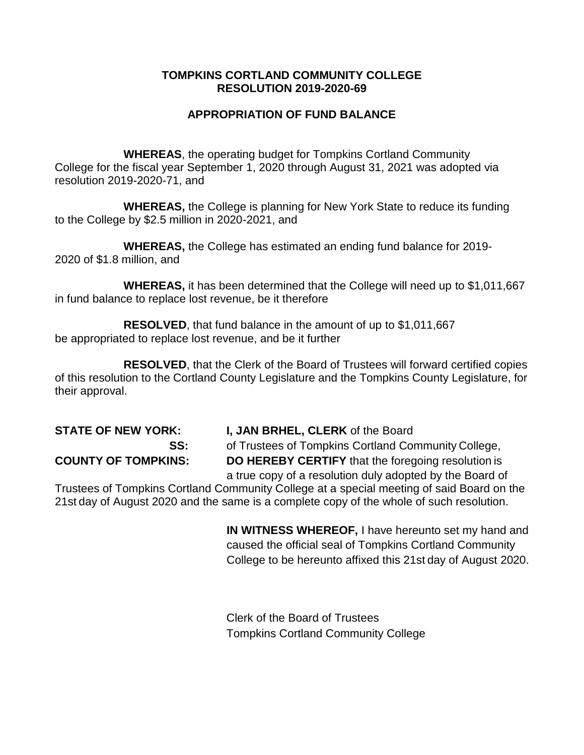**TOMPKINS CORTLAND COMMUNITY COLLEGE**
**RESOLUTION 2019-2020-69**

**APPROPRIATION OF FUND BALANCE**

**WHEREAS**, the operating budget for Tompkins Cortland Community College for the fiscal year September 1, 2020 through August 31, 2021 was adopted via resolution 2019-2020-71, and

**WHEREAS,** the College is planning for New York State to reduce its funding to the College by $2.5 million in 2020-2021, and

**WHEREAS,** the College has estimated an ending fund balance for 2019-2020 of $1.8 million, and

**WHEREAS,** it has been determined that the College will need up to $1,011,667 in fund balance to replace lost revenue, be it therefore

**RESOLVED**, that fund balance in the amount of up to $1,011,667 be appropriated to replace lost revenue, and be it further

**RESOLVED**, that the Clerk of the Board of Trustees will forward certified copies of this resolution to the Cortland County Legislature and the Tompkins County Legislature, for their approval.

**STATE OF NEW YORK:**
**SS:**
**COUNTY OF TOMPKINS:**

**I, JAN BRHEL, CLERK** of the Board of Trustees of Tompkins Cortland Community College, **DO HEREBY CERTIFY** that the foregoing resolution is a true copy of a resolution duly adopted by the Board of Trustees of Tompkins Cortland Community College at a special meeting of said Board on the 21st day of August 2020 and the same is a complete copy of the whole of such resolution.

**IN WITNESS WHEREOF,** I have hereunto set my hand and caused the official seal of Tompkins Cortland Community College to be hereunto affixed this 21st day of August 2020.

Clerk of the Board of Trustees
Tompkins Cortland Community College